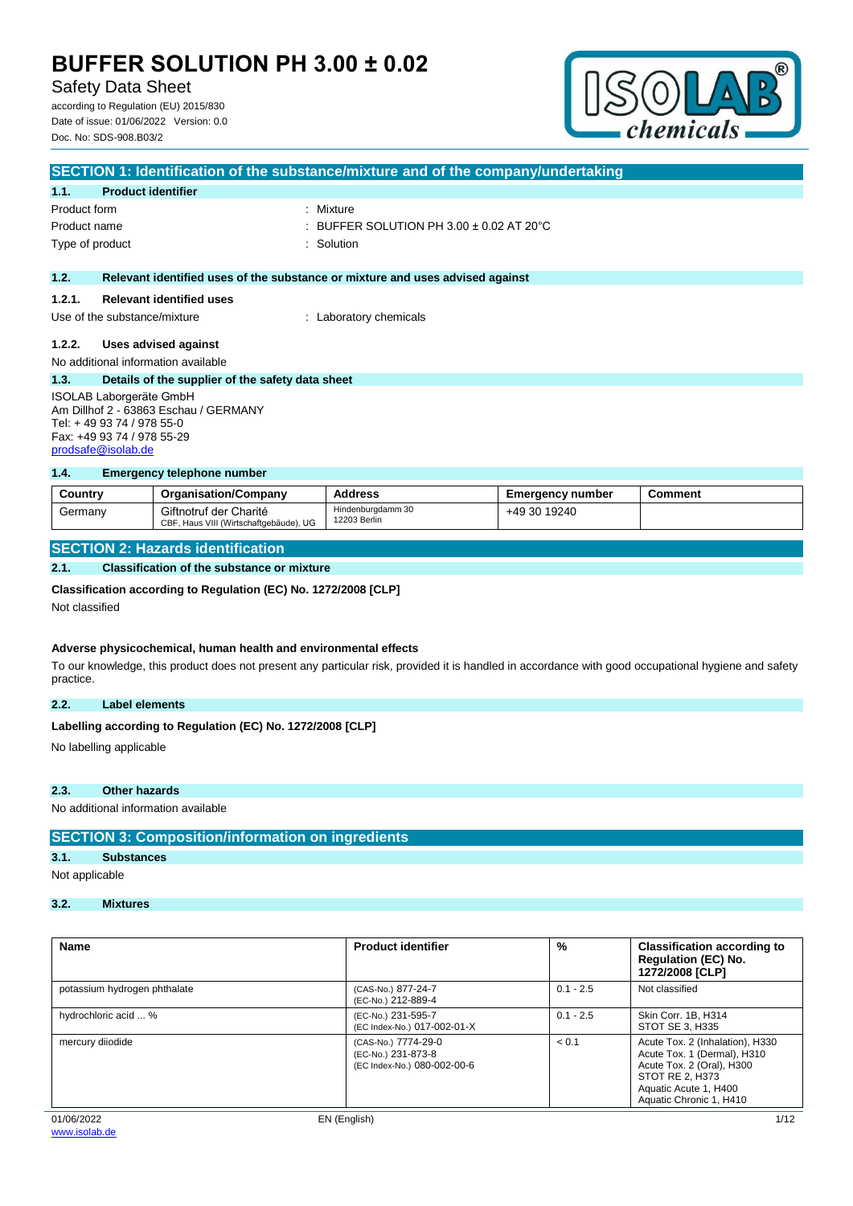# BUFFER SOLUTION PH 3.00 ± 0.02

Safety Data Sheet

according to Regulation (EU) 2015/830
Date of issue: 01/06/2022 Version: 0.0
Doc. No: SDS-908.B03/2

## SECTION 1: Identification of the substance/mixture and of the company/undertaking

### 1.1. Product identifier

Product form : Mixture
Product name : BUFFER SOLUTION PH 3.00 ± 0.02 AT 20°C
Type of product : Solution

### 1.2. Relevant identified uses of the substance or mixture and uses advised against

#### 1.2.1. Relevant identified uses

Use of the substance/mixture : Laboratory chemicals

#### 1.2.2. Uses advised against

No additional information available

### 1.3. Details of the supplier of the safety data sheet

ISOLAB Laborgeräte GmbH
Am Dillhof 2 - 63863 Eschau / GERMANY
Tel: + 49 93 74 / 978 55-0
Fax: +49 93 74 / 978 55-29
prodsafe@isolab.de

### 1.4. Emergency telephone number

| Country | Organisation/Company | Address | Emergency number | Comment |
|---|---|---|---|---|
| Germany | Giftnotruf der Charité<br>CBF, Haus VIII (Wirtschaftgebäude), UG | Hindenburgdamm 30<br>12203 Berlin | +49 30 19240 | |

## SECTION 2: Hazards identification

### 2.1. Classification of the substance or mixture

**Classification according to Regulation (EC) No. 1272/2008 [CLP]**

Not classified

**Adverse physicochemical, human health and environmental effects**

To our knowledge, this product does not present any particular risk, provided it is handled in accordance with good occupational hygiene and safety practice.

### 2.2. Label elements

**Labelling according to Regulation (EC) No. 1272/2008 [CLP]**

No labelling applicable

### 2.3. Other hazards

No additional information available

## SECTION 3: Composition/information on ingredients

### 3.1. Substances

Not applicable

### 3.2. Mixtures

| Name | Product identifier | % | Classification according to Regulation (EC) No. 1272/2008 [CLP] |
|---|---|---|---|
| potassium hydrogen phthalate | (CAS-No.) 877-24-7<br>(EC-No.) 212-889-4 | 0.1 - 2.5 | Not classified |
| hydrochloric acid ... % | (EC-No.) 231-595-7<br>(EC Index-No.) 017-002-01-X | 0.1 - 2.5 | Skin Corr. 1B, H314<br>STOT SE 3, H335 |
| mercury diiodide | (CAS-No.) 7774-29-0<br>(EC-No.) 231-873-8<br>(EC Index-No.) 080-002-00-6 | < 0.1 | Acute Tox. 2 (Inhalation), H330<br>Acute Tox. 1 (Dermal), H310<br>Acute Tox. 2 (Oral), H300<br>STOT RE 2, H373<br>Aquatic Acute 1, H400<br>Aquatic Chronic 1, H410 |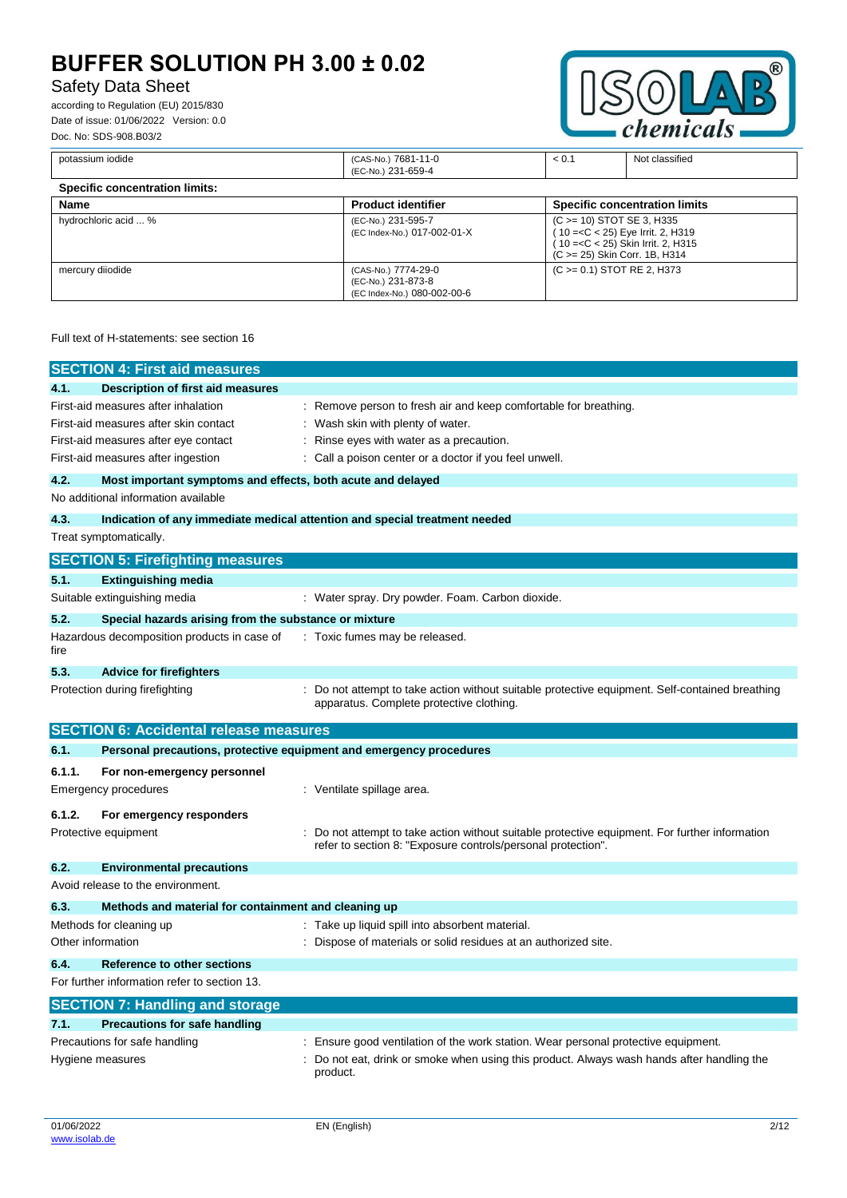| potassium iodide | (CAS-No.) 7681-11-0<br>(EC-No.) 231-659-4 | < 0.1 | Not classified |
|---|---|---|---|

**Specific concentration limits:**

| Name | Product identifier | Specific concentration limits |
|---|---|---|
| hydrochloric acid ... % | (EC-No.) 231-595-7<br>(EC Index-No.) 017-002-01-X | (C >= 10) STOT SE 3, H335<br>( 10 =<C < 25) Eye Irrit. 2, H319<br>( 10 =<C < 25) Skin Irrit. 2, H315<br>(C >= 25) Skin Corr. 1B, H314 |
| mercury diiodide | (CAS-No.) 7774-29-0<br>(EC-No.) 231-873-8<br>(EC Index-No.) 080-002-00-6 | (C >= 0.1) STOT RE 2, H373 |

Full text of H-statements: see section 16

## SECTION 4: First aid measures

### 4.1. Description of first aid measures

| | |
|---|---|
| First-aid measures after inhalation | : Remove person to fresh air and keep comfortable for breathing. |
| First-aid measures after skin contact | : Wash skin with plenty of water. |
| First-aid measures after eye contact | : Rinse eyes with water as a precaution. |
| First-aid measures after ingestion | : Call a poison center or a doctor if you feel unwell. |

### 4.2. Most important symptoms and effects, both acute and delayed

No additional information available

### 4.3. Indication of any immediate medical attention and special treatment needed

Treat symptomatically.

## SECTION 5: Firefighting measures

### 5.1. Extinguishing media

| | |
|---|---|
| Suitable extinguishing media | : Water spray. Dry powder. Foam. Carbon dioxide. |

### 5.2. Special hazards arising from the substance or mixture

| | |
|---|---|
| Hazardous decomposition products in case of fire | : Toxic fumes may be released. |

### 5.3. Advice for firefighters

| | |
|---|---|
| Protection during firefighting | : Do not attempt to take action without suitable protective equipment. Self-contained breathing apparatus. Complete protective clothing. |

## SECTION 6: Accidental release measures

### 6.1. Personal precautions, protective equipment and emergency procedures

#### 6.1.1. For non-emergency personnel

| | |
|---|---|
| Emergency procedures | : Ventilate spillage area. |

#### 6.1.2. For emergency responders

| | |
|---|---|
| Protective equipment | : Do not attempt to take action without suitable protective equipment. For further information refer to section 8: "Exposure controls/personal protection". |

### 6.2. Environmental precautions

Avoid release to the environment.

### 6.3. Methods and material for containment and cleaning up

| | |
|---|---|
| Methods for cleaning up | : Take up liquid spill into absorbent material. |
| Other information | : Dispose of materials or solid residues at an authorized site. |

### 6.4. Reference to other sections

For further information refer to section 13.

## SECTION 7: Handling and storage

### 7.1. Precautions for safe handling

| | |
|---|---|
| Precautions for safe handling | : Ensure good ventilation of the work station. Wear personal protective equipment. |
| Hygiene measures | : Do not eat, drink or smoke when using this product. Always wash hands after handling the product. |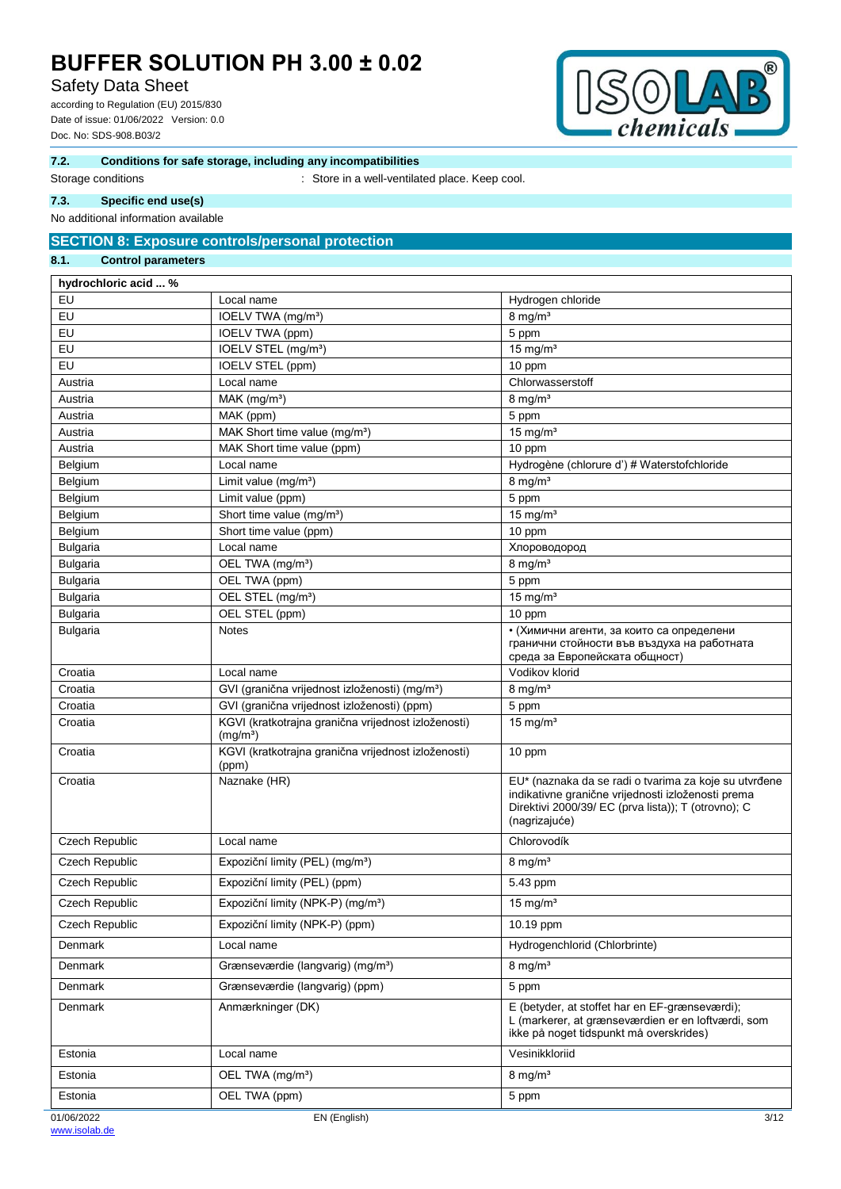### 7.2. Conditions for safe storage, including any incompatibilities

Storage conditions : Store in a well-ventilated place. Keep cool.

### 7.3. Specific end use(s)

No additional information available

## SECTION 8: Exposure controls/personal protection

### 8.1. Control parameters

| hydrochloric acid ... % | | |
|---|---|---|
| EU | Local name | Hydrogen chloride |
| EU | IOELV TWA (mg/m³) | 8 mg/m³ |
| EU | IOELV TWA (ppm) | 5 ppm |
| EU | IOELV STEL (mg/m³) | 15 mg/m³ |
| EU | IOELV STEL (ppm) | 10 ppm |
| Austria | Local name | Chlorwasserstoff |
| Austria | MAK (mg/m³) | 8 mg/m³ |
| Austria | MAK (ppm) | 5 ppm |
| Austria | MAK Short time value (mg/m³) | 15 mg/m³ |
| Austria | MAK Short time value (ppm) | 10 ppm |
| Belgium | Local name | Hydrogène (chlorure d') # Waterstofchloride |
| Belgium | Limit value (mg/m³) | 8 mg/m³ |
| Belgium | Limit value (ppm) | 5 ppm |
| Belgium | Short time value (mg/m³) | 15 mg/m³ |
| Belgium | Short time value (ppm) | 10 ppm |
| Bulgaria | Local name | Хлороводород |
| Bulgaria | OEL TWA (mg/m³) | 8 mg/m³ |
| Bulgaria | OEL TWA (ppm) | 5 ppm |
| Bulgaria | OEL STEL (mg/m³) | 15 mg/m³ |
| Bulgaria | OEL STEL (ppm) | 10 ppm |
| Bulgaria | Notes | • (Химични агенти, за които са определени гранични стойности във въздуха на работната среда за Европейската общност) |
| Croatia | Local name | Vodikov klorid |
| Croatia | GVI (granična vrijednost izloženosti) (mg/m³) | 8 mg/m³ |
| Croatia | GVI (granična vrijednost izloženosti) (ppm) | 5 ppm |
| Croatia | KGVI (kratkotrajna granična vrijednost izloženosti) (mg/m³) | 15 mg/m³ |
| Croatia | KGVI (kratkotrajna granična vrijednost izloženosti) (ppm) | 10 ppm |
| Croatia | Naznake (HR) | EU* (naznaka da se radi o tvarima za koje su utvrđene indikativne granične vrijednosti izloženosti prema Direktivi 2000/39/ EC (prva lista)); T (otrovno); C (nagrizajuće) |
| Czech Republic | Local name | Chlorovodík |
| Czech Republic | Expoziční limity (PEL) (mg/m³) | 8 mg/m³ |
| Czech Republic | Expoziční limity (PEL) (ppm) | 5.43 ppm |
| Czech Republic | Expoziční limity (NPK-P) (mg/m³) | 15 mg/m³ |
| Czech Republic | Expoziční limity (NPK-P) (ppm) | 10.19 ppm |
| Denmark | Local name | Hydrogenchlorid (Chlorbrinte) |
| Denmark | Grænseværdie (langvarig) (mg/m³) | 8 mg/m³ |
| Denmark | Grænseværdie (langvarig) (ppm) | 5 ppm |
| Denmark | Anmærkninger (DK) | E (betyder, at stoffet har en EF-grænseværdi); L (markerer, at grænseværdien er en loftværdi, som ikke på noget tidspunkt må overskrides) |
| Estonia | Local name | Vesinikkloriid |
| Estonia | OEL TWA (mg/m³) | 8 mg/m³ |
| Estonia | OEL TWA (ppm) | 5 ppm |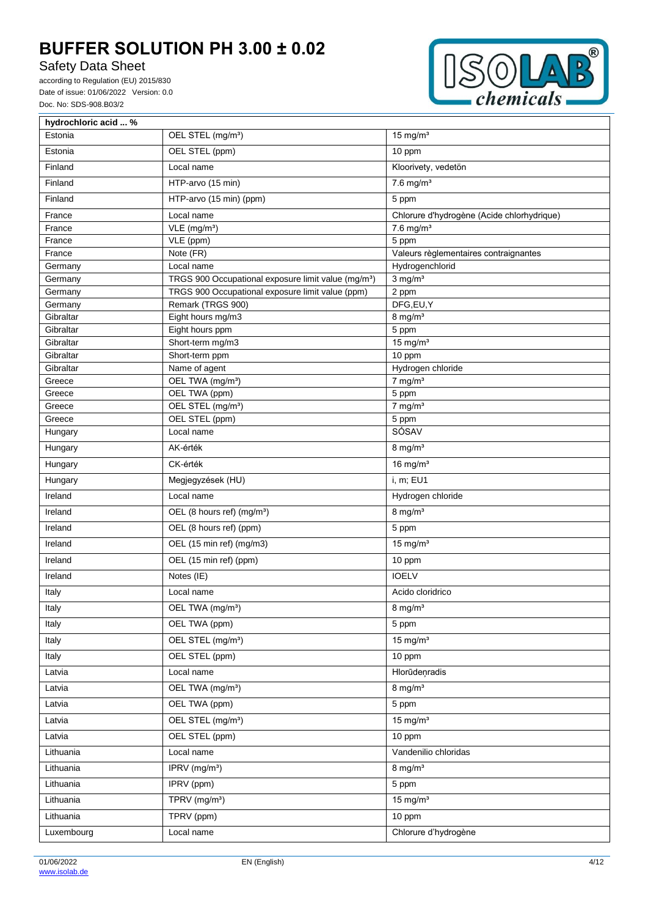| hydrochloric acid ... % | | |
|---|---|---|
| Estonia | OEL STEL (mg/m³) | 15 mg/m³ |
| Estonia | OEL STEL (ppm) | 10 ppm |
| Finland | Local name | Kloorivety, vedetön |
| Finland | HTP-arvo (15 min) | 7.6 mg/m³ |
| Finland | HTP-arvo (15 min) (ppm) | 5 ppm |
| France | Local name | Chlorure d'hydrogène (Acide chlorhydrique) |
| France | VLE (mg/m³) | 7.6 mg/m³ |
| France | VLE (ppm) | 5 ppm |
| France | Note (FR) | Valeurs règlementaires contraignantes |
| Germany | Local name | Hydrogenchlorid |
| Germany | TRGS 900 Occupational exposure limit value (mg/m³) | 3 mg/m³ |
| Germany | TRGS 900 Occupational exposure limit value (ppm) | 2 ppm |
| Germany | Remark (TRGS 900) | DFG,EU,Y |
| Gibraltar | Eight hours mg/m3 | 8 mg/m³ |
| Gibraltar | Eight hours ppm | 5 ppm |
| Gibraltar | Short-term mg/m3 | 15 mg/m³ |
| Gibraltar | Short-term ppm | 10 ppm |
| Gibraltar | Name of agent | Hydrogen chloride |
| Greece | OEL TWA (mg/m³) | 7 mg/m³ |
| Greece | OEL TWA (ppm) | 5 ppm |
| Greece | OEL STEL (mg/m³) | 7 mg/m³ |
| Greece | OEL STEL (ppm) | 5 ppm |
| Hungary | Local name | SÓSAV |
| Hungary | AK-érték | 8 mg/m³ |
| Hungary | CK-érték | 16 mg/m³ |
| Hungary | Megjegyzések (HU) | i, m; EU1 |
| Ireland | Local name | Hydrogen chloride |
| Ireland | OEL (8 hours ref) (mg/m³) | 8 mg/m³ |
| Ireland | OEL (8 hours ref) (ppm) | 5 ppm |
| Ireland | OEL (15 min ref) (mg/m3) | 15 mg/m³ |
| Ireland | OEL (15 min ref) (ppm) | 10 ppm |
| Ireland | Notes (IE) | IOELV |
| Italy | Local name | Acido cloridrico |
| Italy | OEL TWA (mg/m³) | 8 mg/m³ |
| Italy | OEL TWA (ppm) | 5 ppm |
| Italy | OEL STEL (mg/m³) | 15 mg/m³ |
| Italy | OEL STEL (ppm) | 10 ppm |
| Latvia | Local name | Hlorūdeņradis |
| Latvia | OEL TWA (mg/m³) | 8 mg/m³ |
| Latvia | OEL TWA (ppm) | 5 ppm |
| Latvia | OEL STEL (mg/m³) | 15 mg/m³ |
| Latvia | OEL STEL (ppm) | 10 ppm |
| Lithuania | Local name | Vandenilio chloridas |
| Lithuania | IPRV (mg/m³) | 8 mg/m³ |
| Lithuania | IPRV (ppm) | 5 ppm |
| Lithuania | TPRV (mg/m³) | 15 mg/m³ |
| Lithuania | TPRV (ppm) | 10 ppm |
| Luxembourg | Local name | Chlorure d'hydrogène |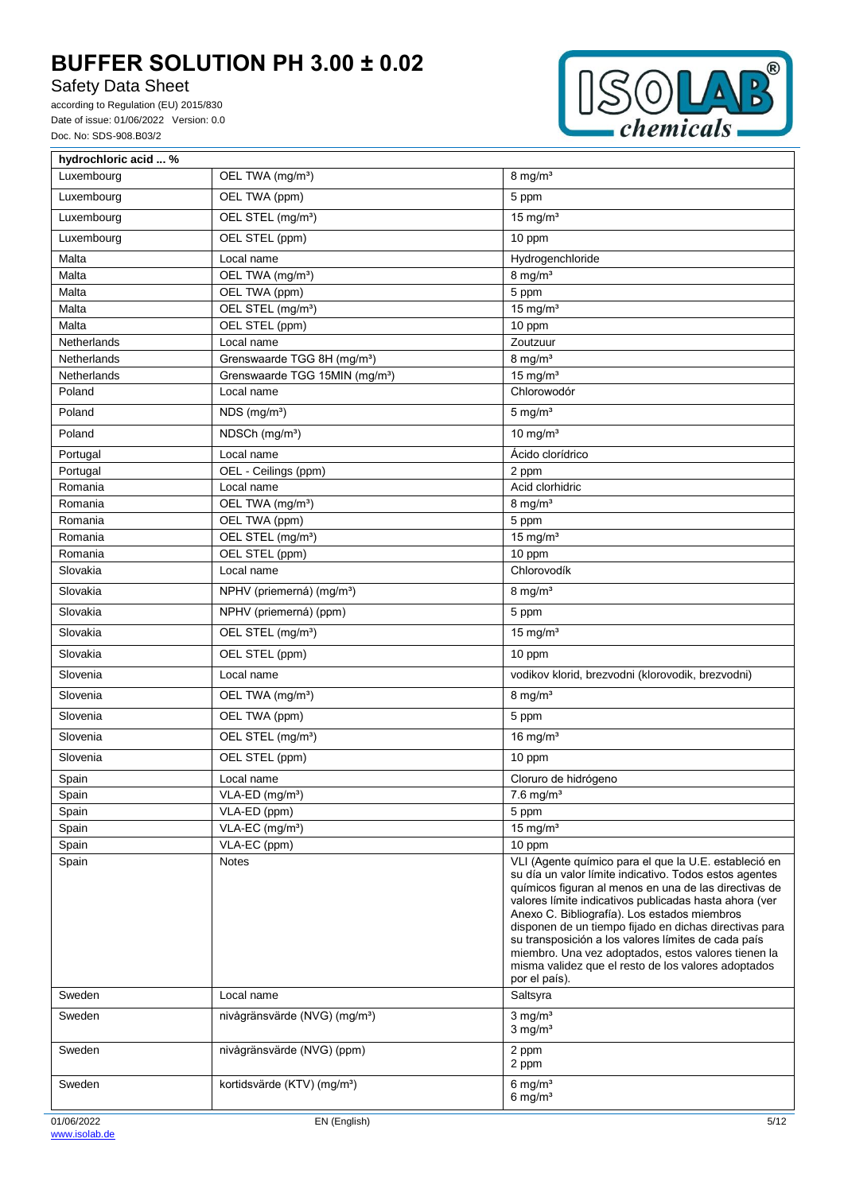| hydrochloric acid ... % | | |
|---|---|---|
| Luxembourg | OEL TWA (mg/m³) | 8 mg/m³ |
| Luxembourg | OEL TWA (ppm) | 5 ppm |
| Luxembourg | OEL STEL (mg/m³) | 15 mg/m³ |
| Luxembourg | OEL STEL (ppm) | 10 ppm |
| Malta | Local name | Hydrogenchloride |
| Malta | OEL TWA (mg/m³) | 8 mg/m³ |
| Malta | OEL TWA (ppm) | 5 ppm |
| Malta | OEL STEL (mg/m³) | 15 mg/m³ |
| Malta | OEL STEL (ppm) | 10 ppm |
| Netherlands | Local name | Zoutzuur |
| Netherlands | Grenswaarde TGG 8H (mg/m³) | 8 mg/m³ |
| Netherlands | Grenswaarde TGG 15MIN (mg/m³) | 15 mg/m³ |
| Poland | Local name | Chlorowodór |
| Poland | NDS (mg/m³) | 5 mg/m³ |
| Poland | NDSCh (mg/m³) | 10 mg/m³ |
| Portugal | Local name | Ácido clorídrico |
| Portugal | OEL - Ceilings (ppm) | 2 ppm |
| Romania | Local name | Acid clorhidric |
| Romania | OEL TWA (mg/m³) | 8 mg/m³ |
| Romania | OEL TWA (ppm) | 5 ppm |
| Romania | OEL STEL (mg/m³) | 15 mg/m³ |
| Romania | OEL STEL (ppm) | 10 ppm |
| Slovakia | Local name | Chlorovodík |
| Slovakia | NPHV (priemerná) (mg/m³) | 8 mg/m³ |
| Slovakia | NPHV (priemerná) (ppm) | 5 ppm |
| Slovakia | OEL STEL (mg/m³) | 15 mg/m³ |
| Slovakia | OEL STEL (ppm) | 10 ppm |
| Slovenia | Local name | vodikov klorid, brezvodni (klorovodik, brezvodni) |
| Slovenia | OEL TWA (mg/m³) | 8 mg/m³ |
| Slovenia | OEL TWA (ppm) | 5 ppm |
| Slovenia | OEL STEL (mg/m³) | 16 mg/m³ |
| Slovenia | OEL STEL (ppm) | 10 ppm |
| Spain | Local name | Cloruro de hidrógeno |
| Spain | VLA-ED (mg/m³) | 7.6 mg/m³ |
| Spain | VLA-ED (ppm) | 5 ppm |
| Spain | VLA-EC (mg/m³) | 15 mg/m³ |
| Spain | VLA-EC (ppm) | 10 ppm |
| Spain | Notes | VLI (Agente químico para el que la U.E. estableció en su día un valor límite indicativo. Todos estos agentes químicos figuran al menos en una de las directivas de valores límite indicativos publicadas hasta ahora (ver Anexo C. Bibliografía). Los estados miembros disponen de un tiempo fijado en dichas directivas para su transposición a los valores límites de cada país miembro. Una vez adoptados, estos valores tienen la misma validez que el resto de los valores adoptados por el país). |
| Sweden | Local name | Saltsyra |
| Sweden | nivågränsvärde (NVG) (mg/m³) | 3 mg/m³<br>3 mg/m³ |
| Sweden | nivågränsvärde (NVG) (ppm) | 2 ppm<br>2 ppm |
| Sweden | kortidsvärde (KTV) (mg/m³) | 6 mg/m³<br>6 mg/m³ |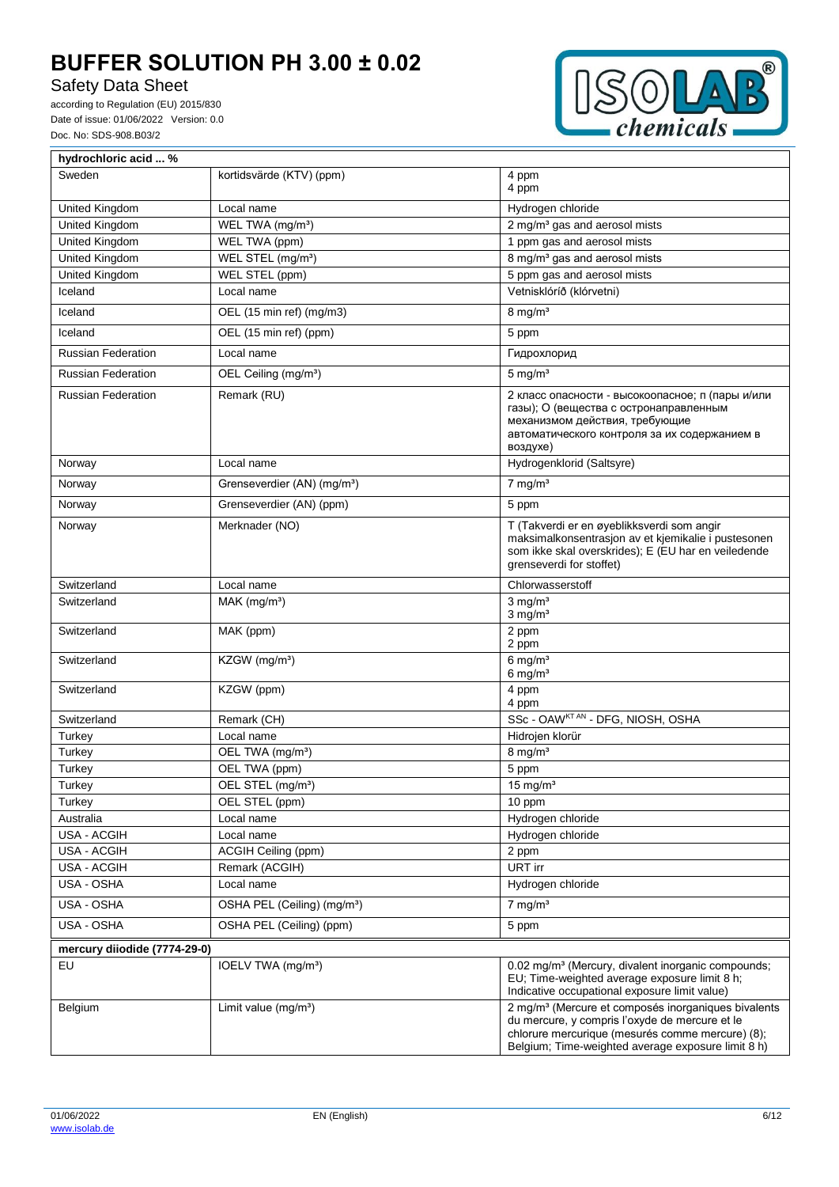| hydrochloric acid ... % | | |
|---|---|---|
| Sweden | kortidsvärde (KTV) (ppm) | 4 ppm<br>4 ppm |
| United Kingdom | Local name | Hydrogen chloride |
| United Kingdom | WEL TWA (mg/m³) | 2 mg/m³ gas and aerosol mists |
| United Kingdom | WEL TWA (ppm) | 1 ppm gas and aerosol mists |
| United Kingdom | WEL STEL (mg/m³) | 8 mg/m³ gas and aerosol mists |
| United Kingdom | WEL STEL (ppm) | 5 ppm gas and aerosol mists |
| Iceland | Local name | Vetnisklóríð (klórvetni) |
| Iceland | OEL (15 min ref) (mg/m3) | 8 mg/m³ |
| Iceland | OEL (15 min ref) (ppm) | 5 ppm |
| Russian Federation | Local name | Гидрохлорид |
| Russian Federation | OEL Ceiling (mg/m³) | 5 mg/m³ |
| Russian Federation | Remark (RU) | 2 класс опасности - высокоопасное; п (пары и/или газы); О (вещества с остронаправленным механизмом действия, требующие автоматического контроля за их содержанием в воздухе) |
| Norway | Local name | Hydrogenklorid (Saltsyre) |
| Norway | Grenseverdier (AN) (mg/m³) | 7 mg/m³ |
| Norway | Grenseverdier (AN) (ppm) | 5 ppm |
| Norway | Merknader (NO) | T (Takverdi er en øyeblikksverdi som angir maksimalkonsentrasjon av et kjemikalie i pustesonen som ikke skal overskrides); E (EU har en veiledende grenseverdi for stoffet) |
| Switzerland | Local name | Chlorwasserstoff |
| Switzerland | MAK (mg/m³) | 3 mg/m³<br>3 mg/m³ |
| Switzerland | MAK (ppm) | 2 ppm<br>2 ppm |
| Switzerland | KZGW (mg/m³) | 6 mg/m³<br>6 mg/m³ |
| Switzerland | KZGW (ppm) | 4 ppm<br>4 ppm |
| Switzerland | Remark (CH) | SSc - OAW[KT AN] - DFG, NIOSH, OSHA |
| Turkey | Local name | Hidrojen klorür |
| Turkey | OEL TWA (mg/m³) | 8 mg/m³ |
| Turkey | OEL TWA (ppm) | 5 ppm |
| Turkey | OEL STEL (mg/m³) | 15 mg/m³ |
| Turkey | OEL STEL (ppm) | 10 ppm |
| Australia | Local name | Hydrogen chloride |
| USA - ACGIH | Local name | Hydrogen chloride |
| USA - ACGIH | ACGIH Ceiling (ppm) | 2 ppm |
| USA - ACGIH | Remark (ACGIH) | URT irr |
| USA - OSHA | Local name | Hydrogen chloride |
| USA - OSHA | OSHA PEL (Ceiling) (mg/m³) | 7 mg/m³ |
| USA - OSHA | OSHA PEL (Ceiling) (ppm) | 5 ppm |

| mercury diiodide (7774-29-0) | | |
|---|---|---|
| EU | IOELV TWA (mg/m³) | 0.02 mg/m³ (Mercury, divalent inorganic compounds; EU; Time-weighted average exposure limit 8 h; Indicative occupational exposure limit value) |
| Belgium | Limit value (mg/m³) | 2 mg/m³ (Mercure et composés inorganiques bivalents du mercure, y compris l'oxyde de mercure et le chlorure mercurique (mesurés comme mercure) (8); Belgium; Time-weighted average exposure limit 8 h) |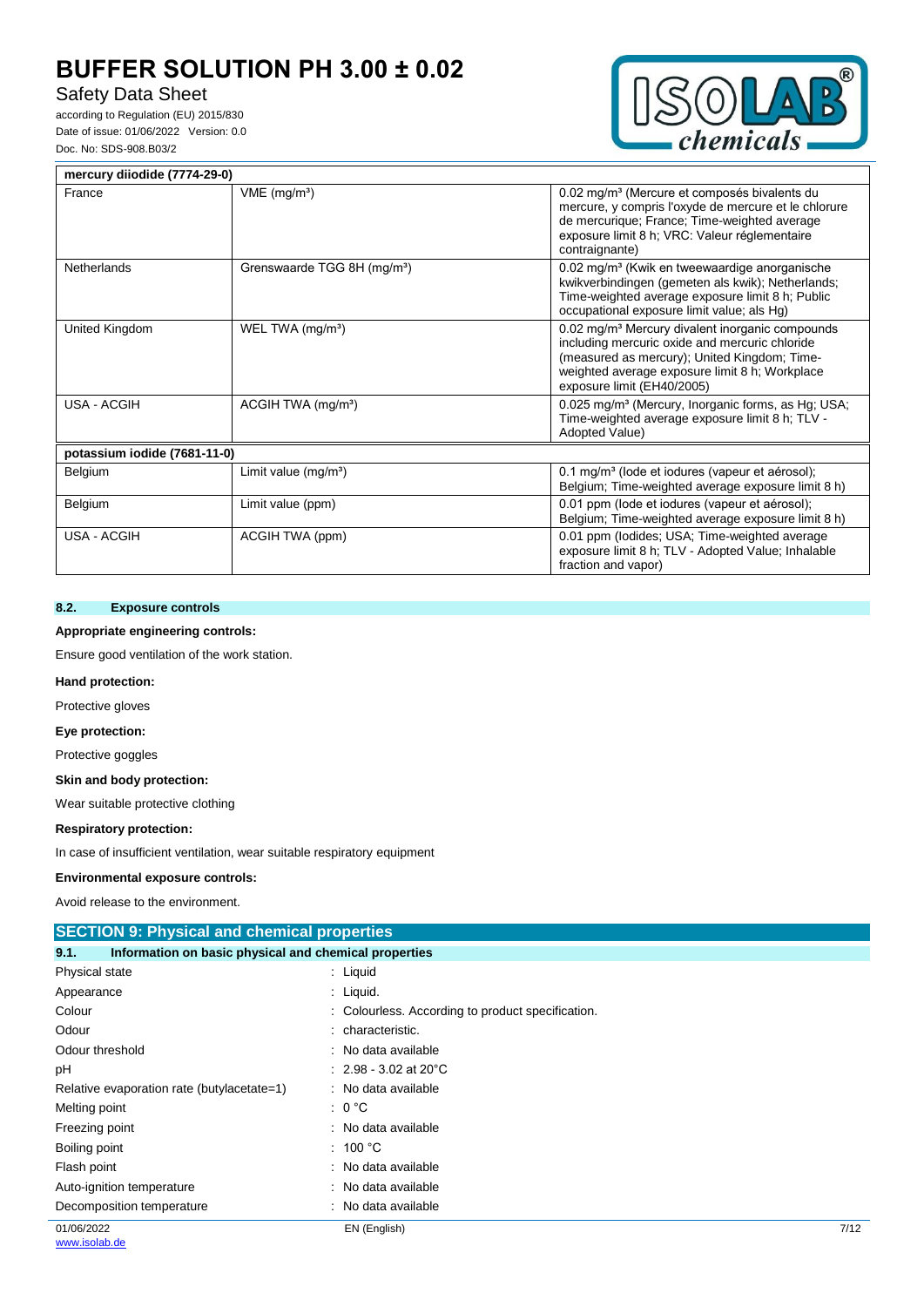| mercury diiodide (7774-29-0) | | |
| --- | --- | --- |
| France | VME (mg/m³) | 0.02 mg/m³ (Mercure et composés bivalents du mercure, y compris l'oxyde de mercure et le chlorure de mercurique; France; Time-weighted average exposure limit 8 h; VRC: Valeur réglementaire contraignante) |
| Netherlands | Grenswaarde TGG 8H (mg/m³) | 0.02 mg/m³ (Kwik en tweewaardige anorganische kwikverbindingen (gemeten als kwik); Netherlands; Time-weighted average exposure limit 8 h; Public occupational exposure limit value; als Hg) |
| United Kingdom | WEL TWA (mg/m³) | 0.02 mg/m³ Mercury divalent inorganic compounds including mercuric oxide and mercuric chloride (measured as mercury); United Kingdom; Time-weighted average exposure limit 8 h; Workplace exposure limit (EH40/2005) |
| USA - ACGIH | ACGIH TWA (mg/m³) | 0.025 mg/m³ (Mercury, Inorganic forms, as Hg; USA; Time-weighted average exposure limit 8 h; TLV - Adopted Value) |
| **potassium iodide (7681-11-0)** | | |
| Belgium | Limit value (mg/m³) | 0.1 mg/m³ (Iode et iodures (vapeur et aérosol); Belgium; Time-weighted average exposure limit 8 h) |
| Belgium | Limit value (ppm) | 0.01 ppm (Iode et iodures (vapeur et aérosol); Belgium; Time-weighted average exposure limit 8 h) |
| USA - ACGIH | ACGIH TWA (ppm) | 0.01 ppm (Iodides; USA; Time-weighted average exposure limit 8 h; TLV - Adopted Value; Inhalable fraction and vapor) |

### 8.2. Exposure controls

**Appropriate engineering controls:**

Ensure good ventilation of the work station.

**Hand protection:**

Protective gloves

**Eye protection:**

Protective goggles

**Skin and body protection:**

Wear suitable protective clothing

**Respiratory protection:**

In case of insufficient ventilation, wear suitable respiratory equipment

**Environmental exposure controls:**

Avoid release to the environment.

## SECTION 9: Physical and chemical properties

### 9.1. Information on basic physical and chemical properties

| | |
| --- | --- |
| Physical state | : Liquid |
| Appearance | : Liquid. |
| Colour | : Colourless. According to product specification. |
| Odour | : characteristic. |
| Odour threshold | : No data available |
| pH | : 2.98 - 3.02 at 20°C |
| Relative evaporation rate (butylacetate=1) | : No data available |
| Melting point | : 0 °C |
| Freezing point | : No data available |
| Boiling point | : 100 °C |
| Flash point | : No data available |
| Auto-ignition temperature | : No data available |
| Decomposition temperature | : No data available |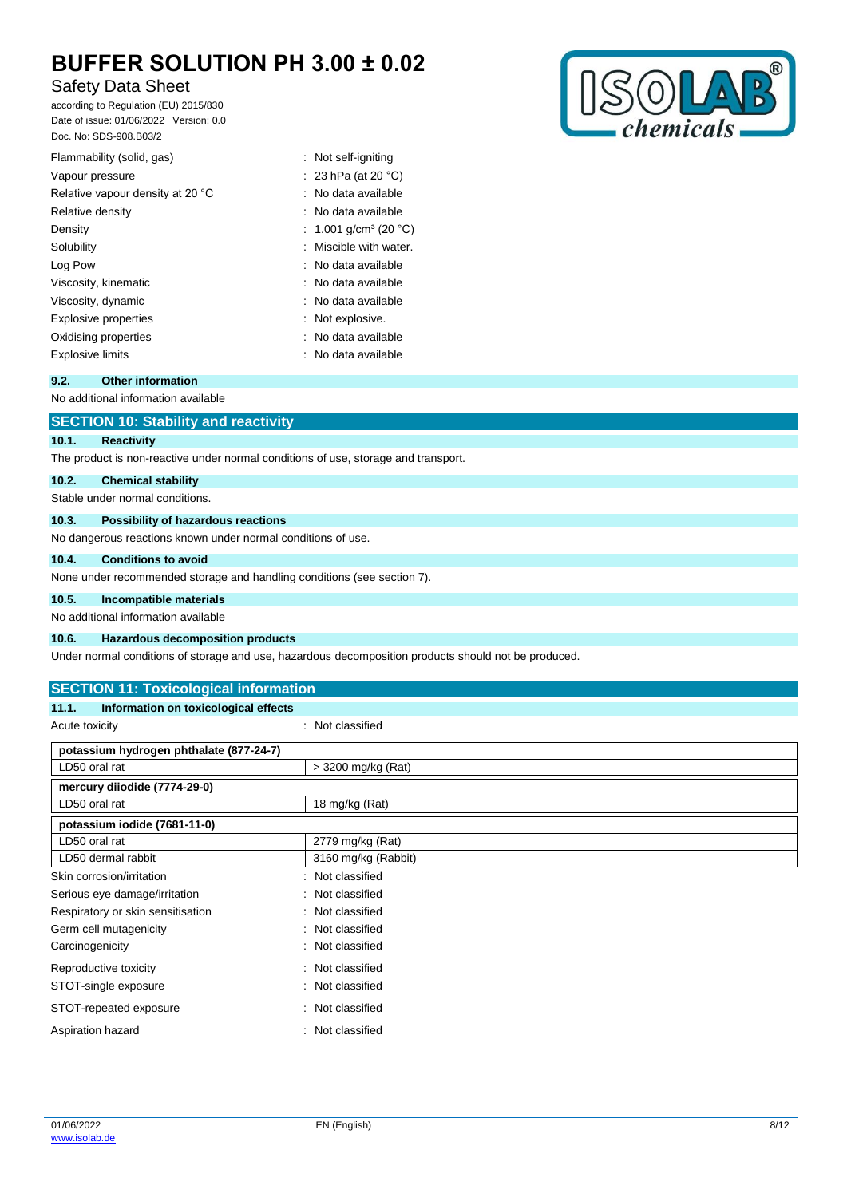| | |
|---|---|
| Flammability (solid, gas) | : Not self-igniting |
| Vapour pressure | : 23 hPa (at 20 °C) |
| Relative vapour density at 20 °C | : No data available |
| Relative density | : No data available |
| Density | : 1.001 g/cm³ (20 °C) |
| Solubility | : Miscible with water. |
| Log Pow | : No data available |
| Viscosity, kinematic | : No data available |
| Viscosity, dynamic | : No data available |
| Explosive properties | : Not explosive. |
| Oxidising properties | : No data available |
| Explosive limits | : No data available |

### 9.2. Other information

No additional information available

## SECTION 10: Stability and reactivity

### 10.1. Reactivity

The product is non-reactive under normal conditions of use, storage and transport.

### 10.2. Chemical stability

Stable under normal conditions.

### 10.3. Possibility of hazardous reactions

No dangerous reactions known under normal conditions of use.

### 10.4. Conditions to avoid

None under recommended storage and handling conditions (see section 7).

### 10.5. Incompatible materials

No additional information available

### 10.6. Hazardous decomposition products

Under normal conditions of storage and use, hazardous decomposition products should not be produced.

## SECTION 11: Toxicological information

### 11.1. Information on toxicological effects

Acute toxicity : Not classified

| potassium hydrogen phthalate (877-24-7) | |
|---|---|
| LD50 oral rat | > 3200 mg/kg (Rat) |

| mercury diiodide (7774-29-0) | |
|---|---|
| LD50 oral rat | 18 mg/kg (Rat) |

| potassium iodide (7681-11-0) | |
|---|---|
| LD50 oral rat | 2779 mg/kg (Rat) |
| LD50 dermal rabbit | 3160 mg/kg (Rabbit) |

| | |
|---|---|
| Skin corrosion/irritation | : Not classified |
| Serious eye damage/irritation | : Not classified |
| Respiratory or skin sensitisation | : Not classified |
| Germ cell mutagenicity | : Not classified |
| Carcinogenicity | : Not classified |
| Reproductive toxicity | : Not classified |
| STOT-single exposure | : Not classified |
| STOT-repeated exposure | : Not classified |
| Aspiration hazard | : Not classified |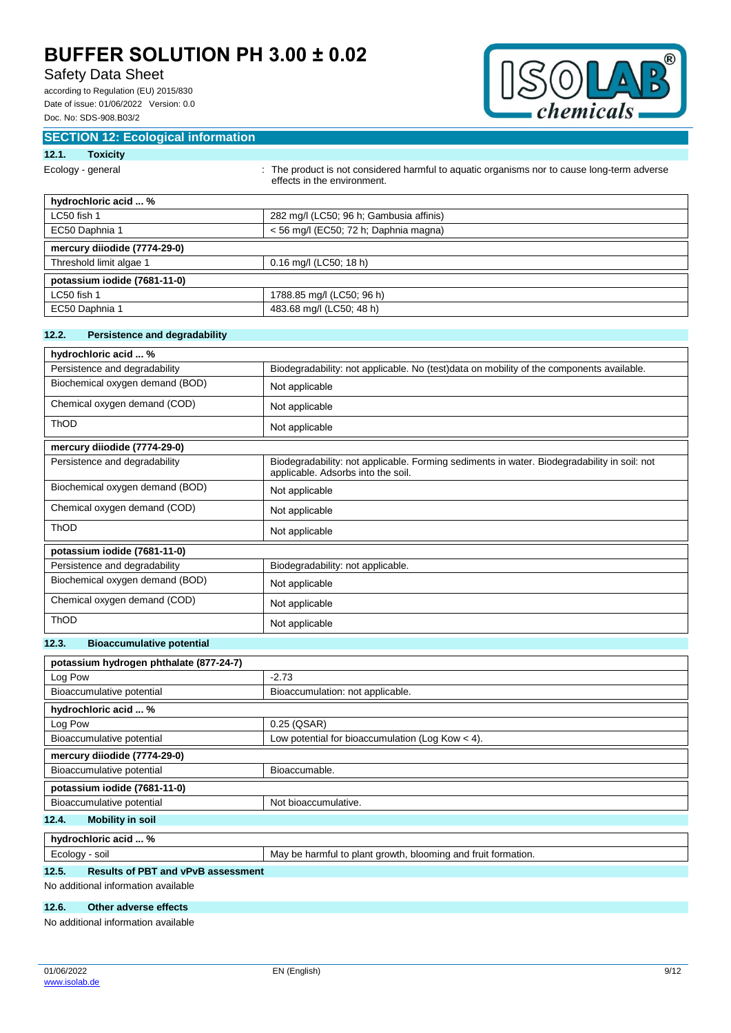## SECTION 12: Ecological information

### 12.1. Toxicity

Ecology - general : The product is not considered harmful to aquatic organisms nor to cause long-term adverse effects in the environment.

| hydrochloric acid ... % | |
|---|---|
| LC50 fish 1 | 282 mg/l (LC50; 96 h; Gambusia affinis) |
| EC50 Daphnia 1 | < 56 mg/l (EC50; 72 h; Daphnia magna) |

| mercury diiodide (7774-29-0) | |
|---|---|
| Threshold limit algae 1 | 0.16 mg/l (LC50; 18 h) |

| potassium iodide (7681-11-0) | |
|---|---|
| LC50 fish 1 | 1788.85 mg/l (LC50; 96 h) |
| EC50 Daphnia 1 | 483.68 mg/l (LC50; 48 h) |

### 12.2. Persistence and degradability

| hydrochloric acid ... % | |
|---|---|
| Persistence and degradability | Biodegradability: not applicable. No (test)data on mobility of the components available. |
| Biochemical oxygen demand (BOD) | Not applicable |
| Chemical oxygen demand (COD) | Not applicable |
| ThOD | Not applicable |

| mercury diiodide (7774-29-0) | |
|---|---|
| Persistence and degradability | Biodegradability: not applicable. Forming sediments in water. Biodegradability in soil: not applicable. Adsorbs into the soil. |
| Biochemical oxygen demand (BOD) | Not applicable |
| Chemical oxygen demand (COD) | Not applicable |
| ThOD | Not applicable |

| potassium iodide (7681-11-0) | |
|---|---|
| Persistence and degradability | Biodegradability: not applicable. |
| Biochemical oxygen demand (BOD) | Not applicable |
| Chemical oxygen demand (COD) | Not applicable |
| ThOD | Not applicable |

### 12.3. Bioaccumulative potential

| potassium hydrogen phthalate (877-24-7) | |
|---|---|
| Log Pow | -2.73 |
| Bioaccumulative potential | Bioaccumulation: not applicable. |

| hydrochloric acid ... % | |
|---|---|
| Log Pow | 0.25 (QSAR) |
| Bioaccumulative potential | Low potential for bioaccumulation (Log Kow < 4). |

| mercury diiodide (7774-29-0) | |
|---|---|
| Bioaccumulative potential | Bioaccumable. |

| potassium iodide (7681-11-0) | |
|---|---|
| Bioaccumulative potential | Not bioaccumulative. |

### 12.4. Mobility in soil

| hydrochloric acid ... % | |
|---|---|
| Ecology - soil | May be harmful to plant growth, blooming and fruit formation. |

### 12.5. Results of PBT and vPvB assessment

No additional information available

### 12.6. Other adverse effects

No additional information available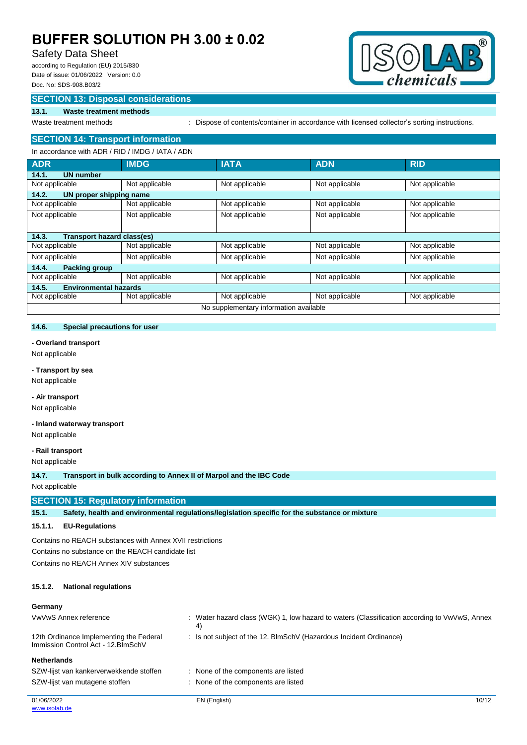## SECTION 13: Disposal considerations

### 13.1. Waste treatment methods

Waste treatment methods : Dispose of contents/container in accordance with licensed collector's sorting instructions.

## SECTION 14: Transport information

In accordance with ADR / RID / IMDG / IATA / ADN

| ADR | IMDG | IATA | ADN | RID |
|---|---|---|---|---|
| **14.1. UN number** | | | | |
| Not applicable | Not applicable | Not applicable | Not applicable | Not applicable |
| **14.2. UN proper shipping name** | | | | |
| Not applicable | Not applicable | Not applicable | Not applicable | Not applicable |
| Not applicable | Not applicable | Not applicable | Not applicable | Not applicable |
| **14.3. Transport hazard class(es)** | | | | |
| Not applicable | Not applicable | Not applicable | Not applicable | Not applicable |
| Not applicable | Not applicable | Not applicable | Not applicable | Not applicable |
| **14.4. Packing group** | | | | |
| Not applicable | Not applicable | Not applicable | Not applicable | Not applicable |
| **14.5. Environmental hazards** | | | | |
| Not applicable | Not applicable | Not applicable | Not applicable | Not applicable |
| No supplementary information available | | | | |

### 14.6. Special precautions for user

**- Overland transport**

Not applicable

**- Transport by sea**

Not applicable

**- Air transport**

Not applicable

**- Inland waterway transport**

Not applicable

**- Rail transport**

Not applicable

### 14.7. Transport in bulk according to Annex II of Marpol and the IBC Code

Not applicable

## SECTION 15: Regulatory information

### 15.1. Safety, health and environmental regulations/legislation specific for the substance or mixture

#### 15.1.1. EU-Regulations

Contains no REACH substances with Annex XVII restrictions

Contains no substance on the REACH candidate list

Contains no REACH Annex XIV substances

#### 15.1.2. National regulations

**Germany**

VwVwS Annex reference : Water hazard class (WGK) 1, low hazard to waters (Classification according to VwVwS, Annex 4)

12th Ordinance Implementing the Federal Immission Control Act - 12.BImSchV : Is not subject of the 12. BlmSchV (Hazardous Incident Ordinance)

**Netherlands**

SZW-lijst van kankerverwekkende stoffen : None of the components are listed

SZW-lijst van mutagene stoffen : None of the components are listed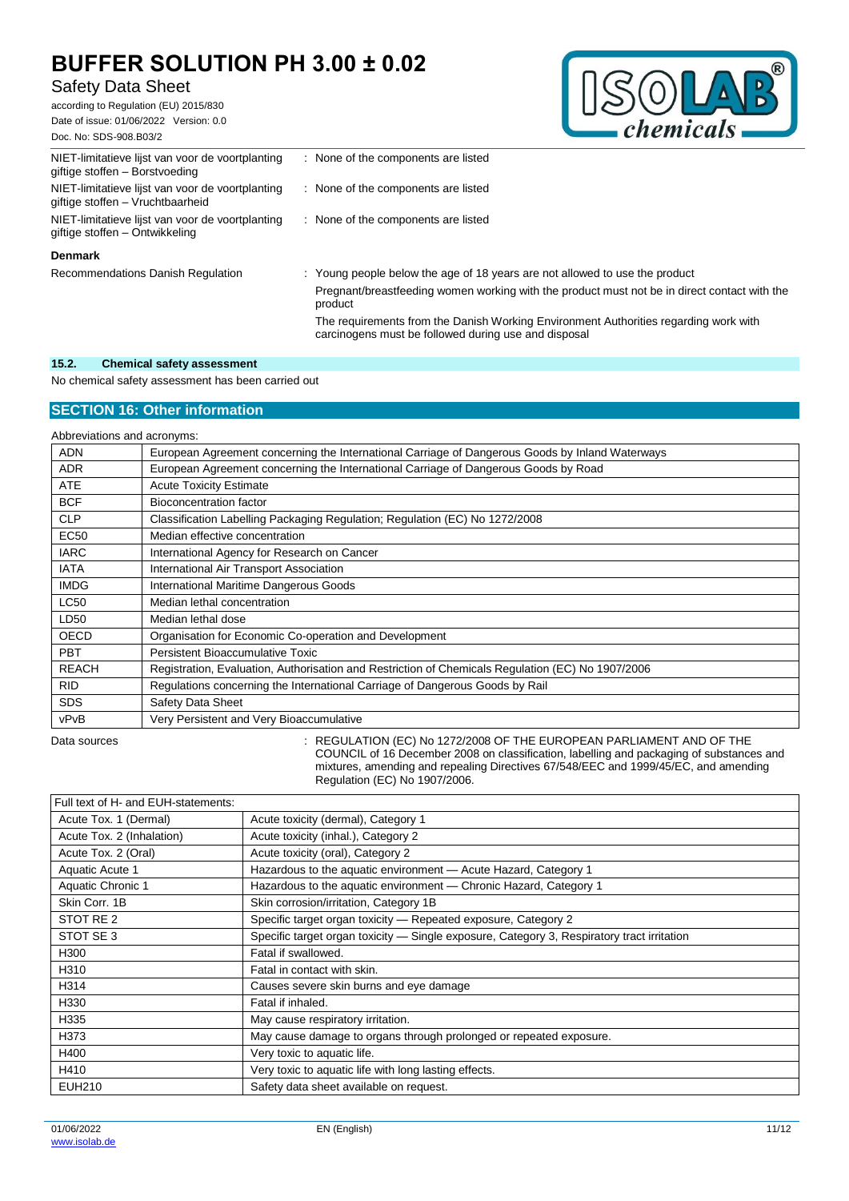| | |
|---|---|
| NIET-limitatieve lijst van voor de voortplanting giftige stoffen – Borstvoeding | : None of the components are listed |
| NIET-limitatieve lijst van voor de voortplanting giftige stoffen – Vruchtbaarheid | : None of the components are listed |
| NIET-limitatieve lijst van voor de voortplanting giftige stoffen – Ontwikkeling | : None of the components are listed |

**Denmark**

Recommendations Danish Regulation : Young people below the age of 18 years are not allowed to use the product

Pregnant/breastfeeding women working with the product must not be in direct contact with the product

The requirements from the Danish Working Environment Authorities regarding work with carcinogens must be followed during use and disposal

### 15.2. Chemical safety assessment

No chemical safety assessment has been carried out

## SECTION 16: Other information

Abbreviations and acronyms:

| | |
|---|---|
| ADN | European Agreement concerning the International Carriage of Dangerous Goods by Inland Waterways |
| ADR | European Agreement concerning the International Carriage of Dangerous Goods by Road |
| ATE | Acute Toxicity Estimate |
| BCF | Bioconcentration factor |
| CLP | Classification Labelling Packaging Regulation; Regulation (EC) No 1272/2008 |
| EC50 | Median effective concentration |
| IARC | International Agency for Research on Cancer |
| IATA | International Air Transport Association |
| IMDG | International Maritime Dangerous Goods |
| LC50 | Median lethal concentration |
| LD50 | Median lethal dose |
| OECD | Organisation for Economic Co-operation and Development |
| PBT | Persistent Bioaccumulative Toxic |
| REACH | Registration, Evaluation, Authorisation and Restriction of Chemicals Regulation (EC) No 1907/2006 |
| RID | Regulations concerning the International Carriage of Dangerous Goods by Rail |
| SDS | Safety Data Sheet |
| vPvB | Very Persistent and Very Bioaccumulative |

Data sources : REGULATION (EC) No 1272/2008 OF THE EUROPEAN PARLIAMENT AND OF THE COUNCIL of 16 December 2008 on classification, labelling and packaging of substances and mixtures, amending and repealing Directives 67/548/EEC and 1999/45/EC, and amending Regulation (EC) No 1907/2006.

| Full text of H- and EUH-statements: | |
|---|---|
| Acute Tox. 1 (Dermal) | Acute toxicity (dermal), Category 1 |
| Acute Tox. 2 (Inhalation) | Acute toxicity (inhal.), Category 2 |
| Acute Tox. 2 (Oral) | Acute toxicity (oral), Category 2 |
| Aquatic Acute 1 | Hazardous to the aquatic environment — Acute Hazard, Category 1 |
| Aquatic Chronic 1 | Hazardous to the aquatic environment — Chronic Hazard, Category 1 |
| Skin Corr. 1B | Skin corrosion/irritation, Category 1B |
| STOT RE 2 | Specific target organ toxicity — Repeated exposure, Category 2 |
| STOT SE 3 | Specific target organ toxicity — Single exposure, Category 3, Respiratory tract irritation |
| H300 | Fatal if swallowed. |
| H310 | Fatal in contact with skin. |
| H314 | Causes severe skin burns and eye damage |
| H330 | Fatal if inhaled. |
| H335 | May cause respiratory irritation. |
| H373 | May cause damage to organs through prolonged or repeated exposure. |
| H400 | Very toxic to aquatic life. |
| H410 | Very toxic to aquatic life with long lasting effects. |
| EUH210 | Safety data sheet available on request. |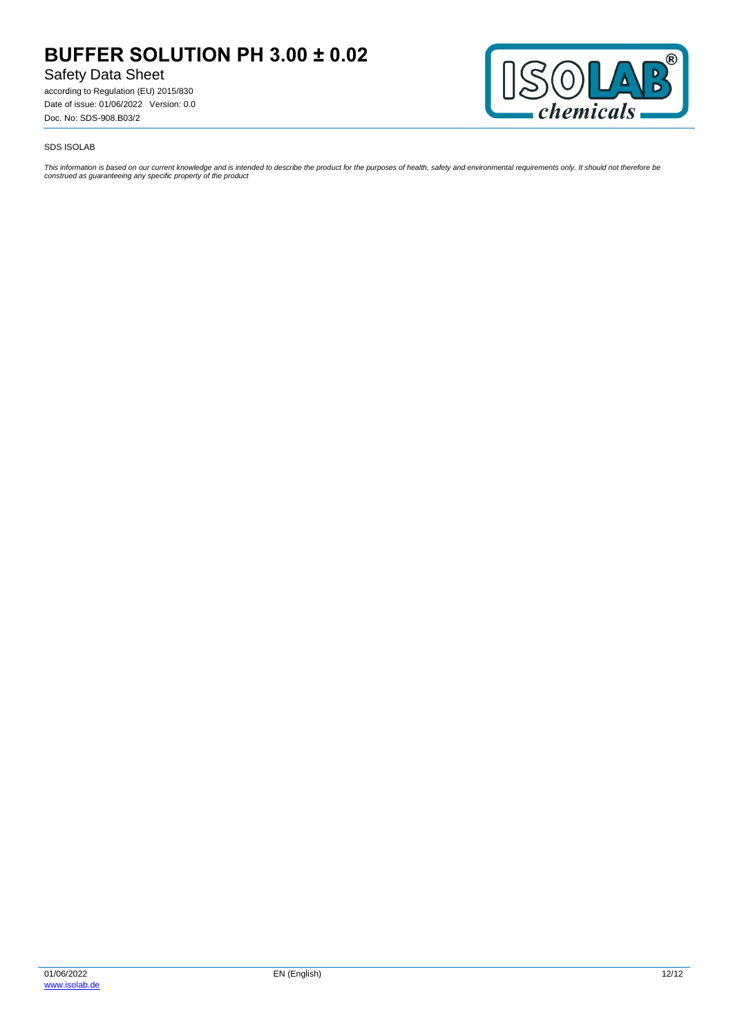SDS ISOLAB

*This information is based on our current knowledge and is intended to describe the product for the purposes of health, safety and environmental requirements only. It should not therefore be construed as guaranteeing any specific property of the product*